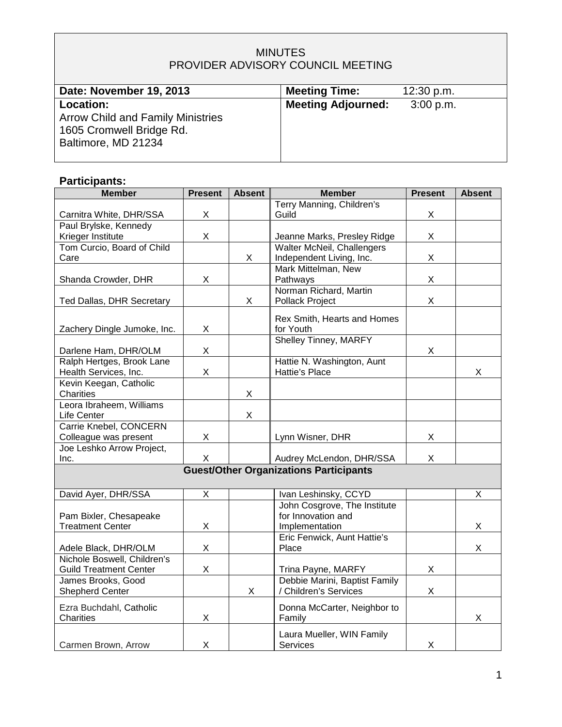# MINUTES
## PROVIDER ADVISORY COUNCIL MEETING

| **Date: November 19, 2013** | **Meeting Time:** 12:30 p.m. |
|---|---|
| **Location:** Arrow Child and Family Ministries 1605 Cromwell Bridge Rd. Baltimore, MD 21234 | **Meeting Adjourned:** 3:00 p.m. |

### Participants:

| Member | Present | Absent | Member | Present | Absent |
|---|---|---|---|---|---|
| Carnitra White, DHR/SSA | X | | Terry Manning, Children's Guild | X | |
| Paul Brylske, Kennedy Krieger Institute | X | | Jeanne Marks, Presley Ridge | X | |
| Tom Curcio, Board of Child Care | | X | Walter McNeil, Challengers Independent Living, Inc. | X | |
| Shanda Crowder, DHR | X | | Mark Mittelman, New Pathways | X | |
| Ted Dallas, DHR Secretary | | X | Norman Richard, Martin Pollack Project | X | |
| Zachery Dingle Jumoke, Inc. | X | | Rex Smith, Hearts and Homes for Youth | | |
| Darlene Ham, DHR/OLM | X | | Shelley Tinney, MARFY | X | |
| Ralph Hertges, Brook Lane Health Services, Inc. | X | | Hattie N. Washington, Aunt Hattie's Place | | X |
| Kevin Keegan, Catholic Charities | | X | | | |
| Leora Ibraheem, Williams Life Center | | X | | | |
| Carrie Knebel, CONCERN Colleague was present | X | | Lynn Wisner, DHR | X | |
| Joe Leshko Arrow Project, Inc. | X | | Audrey McLendon, DHR/SSA | X | |
| **Guest/Other Organizations Participants** | | | | | |
| David Ayer, DHR/SSA | X | | Ivan Leshinsky, CCYD | | X |
| Pam Bixler, Chesapeake Treatment Center | X | | John Cosgrove, The Institute for Innovation and Implementation | | X |
| Adele Black, DHR/OLM | X | | Eric Fenwick, Aunt Hattie's Place | | X |
| Nichole Boswell, Children's Guild Treatment Center | X | | Trina Payne, MARFY | X | |
| James Brooks, Good Shepherd Center | | X | Debbie Marini, Baptist Family / Children's Services | X | |
| Ezra Buchdahl, Catholic Charities | X | | Donna McCarter, Neighbor to Family | | X |
| Carmen Brown, Arrow | X | | Laura Mueller, WIN Family Services | X | |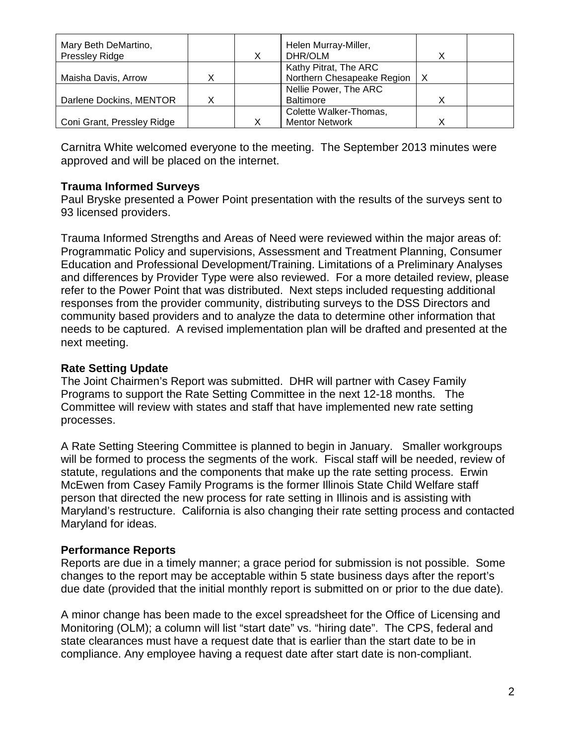| Mary Beth DeMartino, Pressley Ridge | | X | Helen Murray-Miller, DHR/OLM | X | |
|---|---|---|---|---|---|
| Maisha Davis, Arrow | X | | Kathy Pitrat, The ARC Northern Chesapeake Region | X | |
| Darlene Dockins, MENTOR | X | | Nellie Power, The ARC Baltimore | X | |
| Coni Grant, Pressley Ridge | | X | Colette Walker-Thomas, Mentor Network | X | |

Carnitra White welcomed everyone to the meeting. The September 2013 minutes were approved and will be placed on the internet.

**Trauma Informed Surveys**

Paul Bryske presented a Power Point presentation with the results of the surveys sent to 93 licensed providers.

Trauma Informed Strengths and Areas of Need were reviewed within the major areas of: Programmatic Policy and supervisions, Assessment and Treatment Planning, Consumer Education and Professional Development/Training. Limitations of a Preliminary Analyses and differences by Provider Type were also reviewed. For a more detailed review, please refer to the Power Point that was distributed. Next steps included requesting additional responses from the provider community, distributing surveys to the DSS Directors and community based providers and to analyze the data to determine other information that needs to be captured. A revised implementation plan will be drafted and presented at the next meeting.

**Rate Setting Update**

The Joint Chairmen's Report was submitted. DHR will partner with Casey Family Programs to support the Rate Setting Committee in the next 12-18 months. The Committee will review with states and staff that have implemented new rate setting processes.

A Rate Setting Steering Committee is planned to begin in January. Smaller workgroups will be formed to process the segments of the work. Fiscal staff will be needed, review of statute, regulations and the components that make up the rate setting process. Erwin McEwen from Casey Family Programs is the former Illinois State Child Welfare staff person that directed the new process for rate setting in Illinois and is assisting with Maryland's restructure. California is also changing their rate setting process and contacted Maryland for ideas.

**Performance Reports**

Reports are due in a timely manner; a grace period for submission is not possible. Some changes to the report may be acceptable within 5 state business days after the report's due date (provided that the initial monthly report is submitted on or prior to the due date).

A minor change has been made to the excel spreadsheet for the Office of Licensing and Monitoring (OLM); a column will list "start date" vs. "hiring date". The CPS, federal and state clearances must have a request date that is earlier than the start date to be in compliance. Any employee having a request date after start date is non-compliant.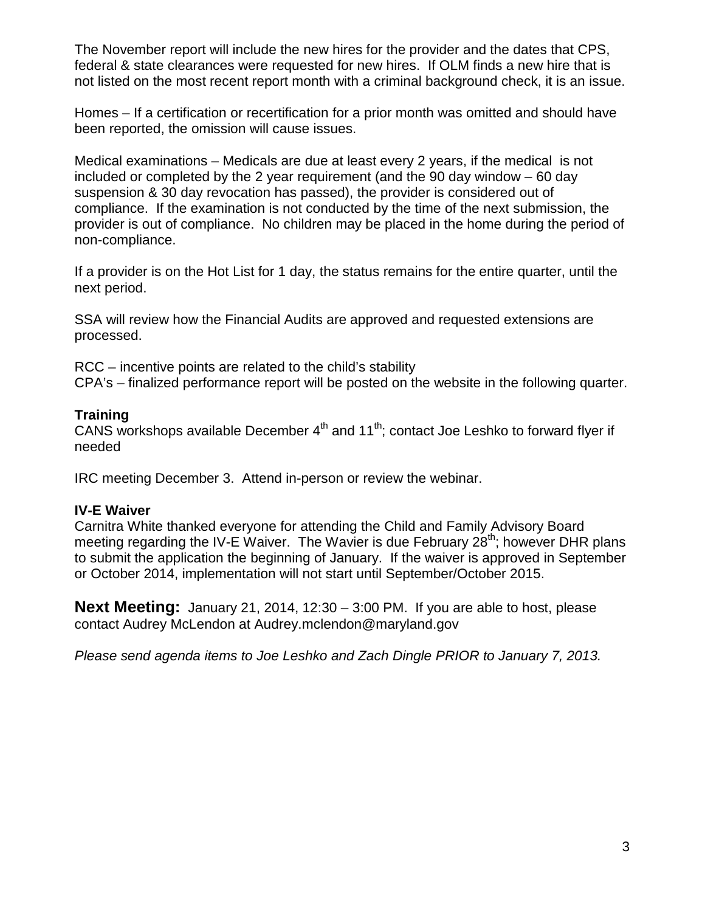The November report will include the new hires for the provider and the dates that CPS, federal & state clearances were requested for new hires. If OLM finds a new hire that is not listed on the most recent report month with a criminal background check, it is an issue.

Homes – If a certification or recertification for a prior month was omitted and should have been reported, the omission will cause issues.

Medical examinations – Medicals are due at least every 2 years, if the medical is not included or completed by the 2 year requirement (and the 90 day window – 60 day suspension & 30 day revocation has passed), the provider is considered out of compliance. If the examination is not conducted by the time of the next submission, the provider is out of compliance. No children may be placed in the home during the period of non-compliance.

If a provider is on the Hot List for 1 day, the status remains for the entire quarter, until the next period.

SSA will review how the Financial Audits are approved and requested extensions are processed.

RCC – incentive points are related to the child's stability
CPA's – finalized performance report will be posted on the website in the following quarter.

**Training**
CANS workshops available December 4th and 11th; contact Joe Leshko to forward flyer if needed

IRC meeting December 3. Attend in-person or review the webinar.

**IV-E Waiver**
Carnitra White thanked everyone for attending the Child and Family Advisory Board meeting regarding the IV-E Waiver. The Wavier is due February 28th; however DHR plans to submit the application the beginning of January. If the waiver is approved in September or October 2014, implementation will not start until September/October 2015.

**Next Meeting:** January 21, 2014, 12:30 – 3:00 PM. If you are able to host, please contact Audrey McLendon at Audrey.mclendon@maryland.gov

*Please send agenda items to Joe Leshko and Zach Dingle PRIOR to January 7, 2013.*